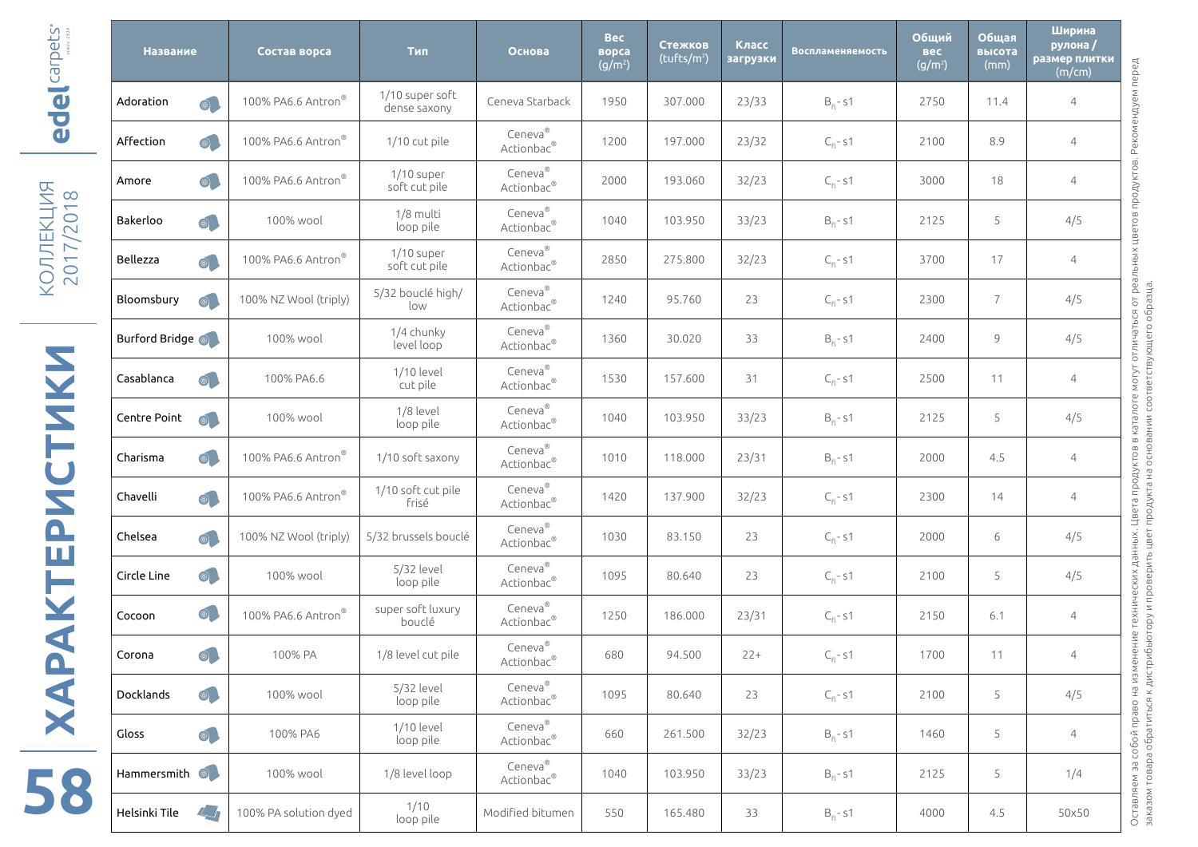# ХАРАКТЕРИСТИКИ

КОЛЛЕКЦИЯ 2017/2018

| Название | Состав ворса | Тип | Основа | Вес ворса (g/m²) | Стежков (tufts/m²) | Класс загрузки | Воспламеняемость | Общий вес (g/m²) | Общая высота (mm) | Ширина рулона / размер плитки (m/cm) |
|---|---|---|---|---|---|---|---|---|---|---|
| Adoration | 100% PA6.6 Antron® | 1/10 super soft dense saxony | Ceneva Starback | 1950 | 307.000 | 23/33 | $B_{fl}$ - s1 | 2750 | 11.4 | 4 |
| Affection | 100% PA6.6 Antron® | 1/10 cut pile | Ceneva® Actionbac® | 1200 | 197.000 | 23/32 | $C_{fl}$ - s1 | 2100 | 8.9 | 4 |
| Amore | 100% PA6.6 Antron® | 1/10 super soft cut pile | Ceneva® Actionbac® | 2000 | 193.060 | 32/23 | $C_{fl}$ - s1 | 3000 | 18 | 4 |
| Bakerloo | 100% wool | 1/8 multi loop pile | Ceneva® Actionbac® | 1040 | 103.950 | 33/23 | $B_{fl}$ - s1 | 2125 | 5 | 4/5 |
| Bellezza | 100% PA6.6 Antron® | 1/10 super soft cut pile | Ceneva® Actionbac® | 2850 | 275.800 | 32/23 | $C_{fl}$ - s1 | 3700 | 17 | 4 |
| Bloomsbury | 100% NZ Wool (triply) | 5/32 bouclé high/low | Ceneva® Actionbac® | 1240 | 95.760 | 23 | $C_{fl}$ - s1 | 2300 | 7 | 4/5 |
| Burford Bridge | 100% wool | 1/4 chunky level loop | Ceneva® Actionbac® | 1360 | 30.020 | 33 | $B_{fl}$ - s1 | 2400 | 9 | 4/5 |
| Casablanca | 100% PA6.6 | 1/10 level cut pile | Ceneva® Actionbac® | 1530 | 157.600 | 31 | $C_{fl}$ - s1 | 2500 | 11 | 4 |
| Centre Point | 100% wool | 1/8 level loop pile | Ceneva® Actionbac® | 1040 | 103.950 | 33/23 | $B_{fl}$ - s1 | 2125 | 5 | 4/5 |
| Charisma | 100% PA6.6 Antron® | 1/10 soft saxony | Ceneva® Actionbac® | 1010 | 118.000 | 23/31 | $B_{fl}$ - s1 | 2000 | 4.5 | 4 |
| Chavelli | 100% PA6.6 Antron® | 1/10 soft cut pile frisé | Ceneva® Actionbac® | 1420 | 137.900 | 32/23 | $C_{fl}$ - s1 | 2300 | 14 | 4 |
| Chelsea | 100% NZ Wool (triply) | 5/32 brussels bouclé | Ceneva® Actionbac® | 1030 | 83.150 | 23 | $C_{fl}$ - s1 | 2000 | 6 | 4/5 |
| Circle Line | 100% wool | 5/32 level loop pile | Ceneva® Actionbac® | 1095 | 80.640 | 23 | $C_{fl}$ - s1 | 2100 | 5 | 4/5 |
| Cocoon | 100% PA6.6 Antron® | super soft luxury bouclé | Ceneva® Actionbac® | 1250 | 186.000 | 23/31 | $C_{fl}$ - s1 | 2150 | 6.1 | 4 |
| Corona | 100% PA | 1/8 level cut pile | Ceneva® Actionbac® | 680 | 94.500 | 22+ | $C_{fl}$ - s1 | 1700 | 11 | 4 |
| Docklands | 100% wool | 5/32 level loop pile | Ceneva® Actionbac® | 1095 | 80.640 | 23 | $C_{fl}$ - s1 | 2100 | 5 | 4/5 |
| Gloss | 100% PA6 | 1/10 level loop pile | Ceneva® Actionbac® | 660 | 261.500 | 32/23 | $B_{fl}$ - s1 | 1460 | 5 | 4 |
| Hammersmith | 100% wool | 1/8 level loop | Ceneva® Actionbac® | 1040 | 103.950 | 33/23 | $B_{fl}$ - s1 | 2125 | 5 | 1/4 |
| Helsinki Tile | 100% PA solution dyed | 1/10 loop pile | Modified bitumen | 550 | 165.480 | 33 | $B_{fl}$ - s1 | 4000 | 4.5 | 50x50 |

Оставляем за собой право на изменение технических данных. Цвета продуктов в каталоге могут отличаться от реальных цветов продуктов. Рекомендуем перед заказом товара обратиться к дистрибьютору и проверить цвет продукта на основании соответствующего образца.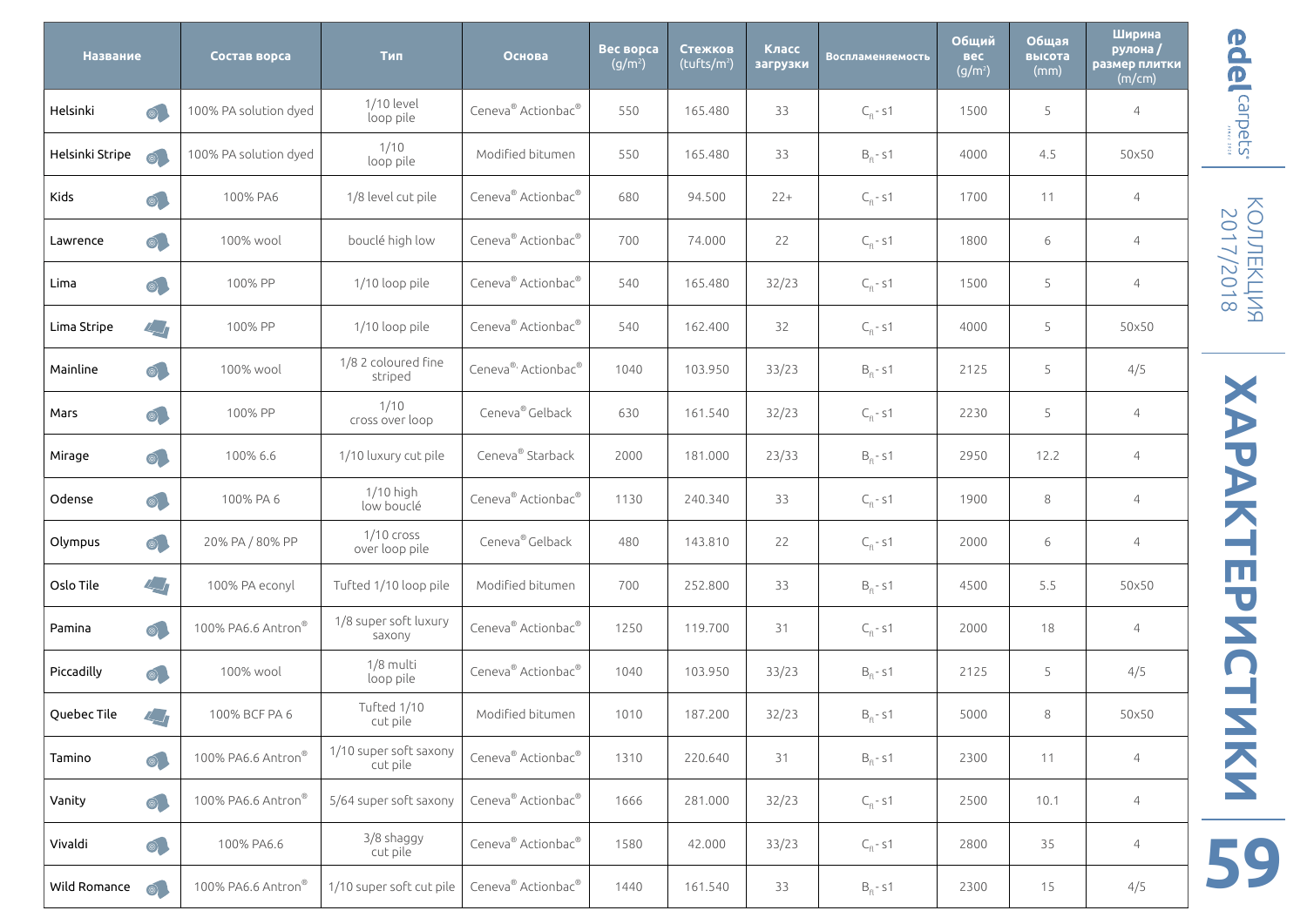| Название | Состав ворса | Тип | Основа | Вес ворса (g/m²) | Стежков (tufts/m²) | Класс загрузки | Воспламеняемость | Общий вес (g/m²) | Общая высота (mm) | Ширина рулона / размер плитки (m/cm) |
|---|---|---|---|---|---|---|---|---|---|---|
| Helsinki | 100% PA solution dyed | 1/10 level loop pile | Ceneva® Actionbac® | 550 | 165.480 | 33 | $C_{fl}$ - s1 | 1500 | 5 | 4 |
| Helsinki Stripe | 100% PA solution dyed | 1/10 loop pile | Modified bitumen | 550 | 165.480 | 33 | $B_{fl}$ - s1 | 4000 | 4.5 | 50x50 |
| Kids | 100% PA6 | 1/8 level cut pile | Ceneva® Actionbac® | 680 | 94.500 | 22+ | $C_{fl}$ - s1 | 1700 | 11 | 4 |
| Lawrence | 100% wool | bouclé high low | Ceneva® Actionbac® | 700 | 74.000 | 22 | $C_{fl}$ - s1 | 1800 | 6 | 4 |
| Lima | 100% PP | 1/10 loop pile | Ceneva® Actionbac® | 540 | 165.480 | 32/23 | $C_{fl}$ - s1 | 1500 | 5 | 4 |
| Lima Stripe | 100% PP | 1/10 loop pile | Ceneva® Actionbac® | 540 | 162.400 | 32 | $C_{fl}$ - s1 | 4000 | 5 | 50x50 |
| Mainline | 100% wool | 1/8 2 coloured fine striped | Ceneva®, Actionbac® | 1040 | 103.950 | 33/23 | $B_{fl}$ - s1 | 2125 | 5 | 4/5 |
| Mars | 100% PP | 1/10 cross over loop | Ceneva® Gelback | 630 | 161.540 | 32/23 | $C_{fl}$ - s1 | 2230 | 5 | 4 |
| Mirage | 100% 6.6 | 1/10 luxury cut pile | Ceneva® Starback | 2000 | 181.000 | 23/33 | $B_{fl}$ - s1 | 2950 | 12.2 | 4 |
| Odense | 100% PA 6 | 1/10 high low bouclé | Ceneva® Actionbac® | 1130 | 240.340 | 33 | $C_{fl}$ - s1 | 1900 | 8 | 4 |
| Olympus | 20% PA / 80% PP | 1/10 cross over loop pile | Ceneva® Gelback | 480 | 143.810 | 22 | $C_{fl}$ - s1 | 2000 | 6 | 4 |
| Oslo Tile | 100% PA econyl | Tufted 1/10 loop pile | Modified bitumen | 700 | 252.800 | 33 | $B_{fl}$ - s1 | 4500 | 5.5 | 50x50 |
| Pamina | 100% PA6.6 Antron® | 1/8 super soft luxury saxony | Ceneva® Actionbac® | 1250 | 119.700 | 31 | $C_{fl}$ - s1 | 2000 | 18 | 4 |
| Piccadilly | 100% wool | 1/8 multi loop pile | Ceneva® Actionbac® | 1040 | 103.950 | 33/23 | $B_{fl}$ - s1 | 2125 | 5 | 4/5 |
| Quebec Tile | 100% BCF PA 6 | Tufted 1/10 cut pile | Modified bitumen | 1010 | 187.200 | 32/23 | $B_{fl}$ - s1 | 5000 | 8 | 50x50 |
| Tamino | 100% PA6.6 Antron® | 1/10 super soft saxony cut pile | Ceneva® Actionbac® | 1310 | 220.640 | 31 | $B_{fl}$ - s1 | 2300 | 11 | 4 |
| Vanity | 100% PA6.6 Antron® | 5/64 super soft saxony | Ceneva® Actionbac® | 1666 | 281.000 | 32/23 | $C_{fl}$ - s1 | 2500 | 10.1 | 4 |
| Vivaldi | 100% PA6.6 | 3/8 shaggy cut pile | Ceneva® Actionbac® | 1580 | 42.000 | 33/23 | $C_{fl}$ - s1 | 2800 | 35 | 4 |
| Wild Romance | 100% PA6.6 Antron® | 1/10 super soft cut pile | Ceneva® Actionbac® | 1440 | 161.540 | 33 | $B_{fl}$ - s1 | 2300 | 15 | 4/5 |

edel carpets

КОЛЛЕКЦИЯ 2017/2018

ХАРАКТЕРИСТИКИ